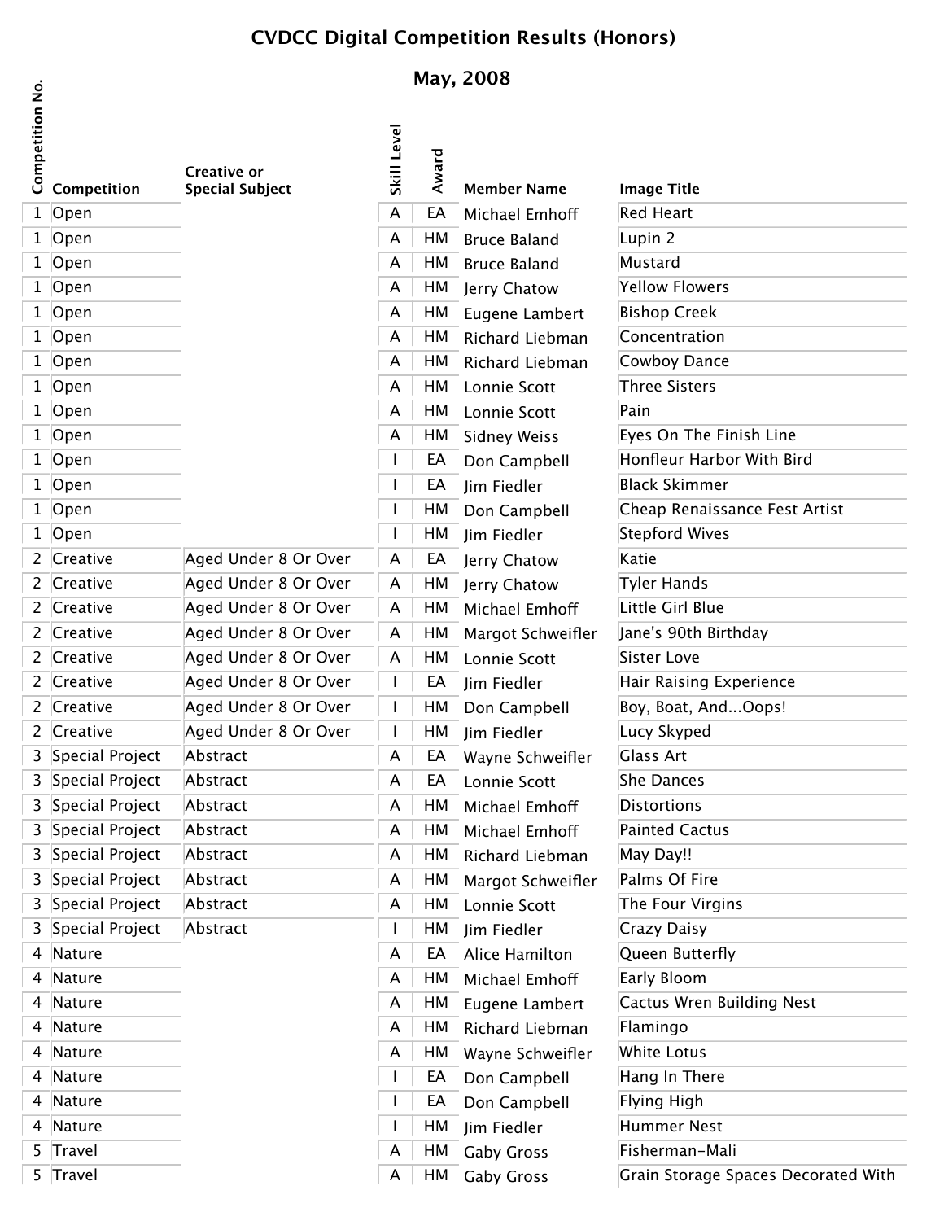# CVDCC Digital Competition Results (Honors)

## May, 2008

| Competition No. | Competition | Creative or Special Subject | Skill Level | Award | Member Name | Image Title |
|---|---|---|---|---|---|---|
| 1 | Open | | A | EA | Michael Emhoff | Red Heart |
| 1 | Open | | A | HM | Bruce Baland | Lupin 2 |
| 1 | Open | | A | HM | Bruce Baland | Mustard |
| 1 | Open | | A | HM | Jerry Chatow | Yellow Flowers |
| 1 | Open | | A | HM | Eugene Lambert | Bishop Creek |
| 1 | Open | | A | HM | Richard Liebman | Concentration |
| 1 | Open | | A | HM | Richard Liebman | Cowboy Dance |
| 1 | Open | | A | HM | Lonnie Scott | Three Sisters |
| 1 | Open | | A | HM | Lonnie Scott | Pain |
| 1 | Open | | A | HM | Sidney Weiss | Eyes On The Finish Line |
| 1 | Open | | I | EA | Don Campbell | Honfleur Harbor With Bird |
| 1 | Open | | I | EA | Jim Fiedler | Black Skimmer |
| 1 | Open | | I | HM | Don Campbell | Cheap Renaissance Fest Artist |
| 1 | Open | | I | HM | Jim Fiedler | Stepford Wives |
| 2 | Creative | Aged Under 8 Or Over | A | EA | Jerry Chatow | Katie |
| 2 | Creative | Aged Under 8 Or Over | A | HM | Jerry Chatow | Tyler Hands |
| 2 | Creative | Aged Under 8 Or Over | A | HM | Michael Emhoff | Little Girl Blue |
| 2 | Creative | Aged Under 8 Or Over | A | HM | Margot Schweifler | Jane's 90th Birthday |
| 2 | Creative | Aged Under 8 Or Over | A | HM | Lonnie Scott | Sister Love |
| 2 | Creative | Aged Under 8 Or Over | I | EA | Jim Fiedler | Hair Raising Experience |
| 2 | Creative | Aged Under 8 Or Over | I | HM | Don Campbell | Boy, Boat, And...Oops! |
| 2 | Creative | Aged Under 8 Or Over | I | HM | Jim Fiedler | Lucy Skyped |
| 3 | Special Project | Abstract | A | EA | Wayne Schweifler | Glass Art |
| 3 | Special Project | Abstract | A | EA | Lonnie Scott | She Dances |
| 3 | Special Project | Abstract | A | HM | Michael Emhoff | Distortions |
| 3 | Special Project | Abstract | A | HM | Michael Emhoff | Painted Cactus |
| 3 | Special Project | Abstract | A | HM | Richard Liebman | May Day!! |
| 3 | Special Project | Abstract | A | HM | Margot Schweifler | Palms Of Fire |
| 3 | Special Project | Abstract | A | HM | Lonnie Scott | The Four Virgins |
| 3 | Special Project | Abstract | I | HM | Jim Fiedler | Crazy Daisy |
| 4 | Nature | | A | EA | Alice Hamilton | Queen Butterfly |
| 4 | Nature | | A | HM | Michael Emhoff | Early Bloom |
| 4 | Nature | | A | HM | Eugene Lambert | Cactus Wren Building Nest |
| 4 | Nature | | A | HM | Richard Liebman | Flamingo |
| 4 | Nature | | A | HM | Wayne Schweifler | White Lotus |
| 4 | Nature | | I | EA | Don Campbell | Hang In There |
| 4 | Nature | | I | EA | Don Campbell | Flying High |
| 4 | Nature | | I | HM | Jim Fiedler | Hummer Nest |
| 5 | Travel | | A | HM | Gaby Gross | Fisherman-Mali |
| 5 | Travel | | A | HM | Gaby Gross | Grain Storage Spaces Decorated With |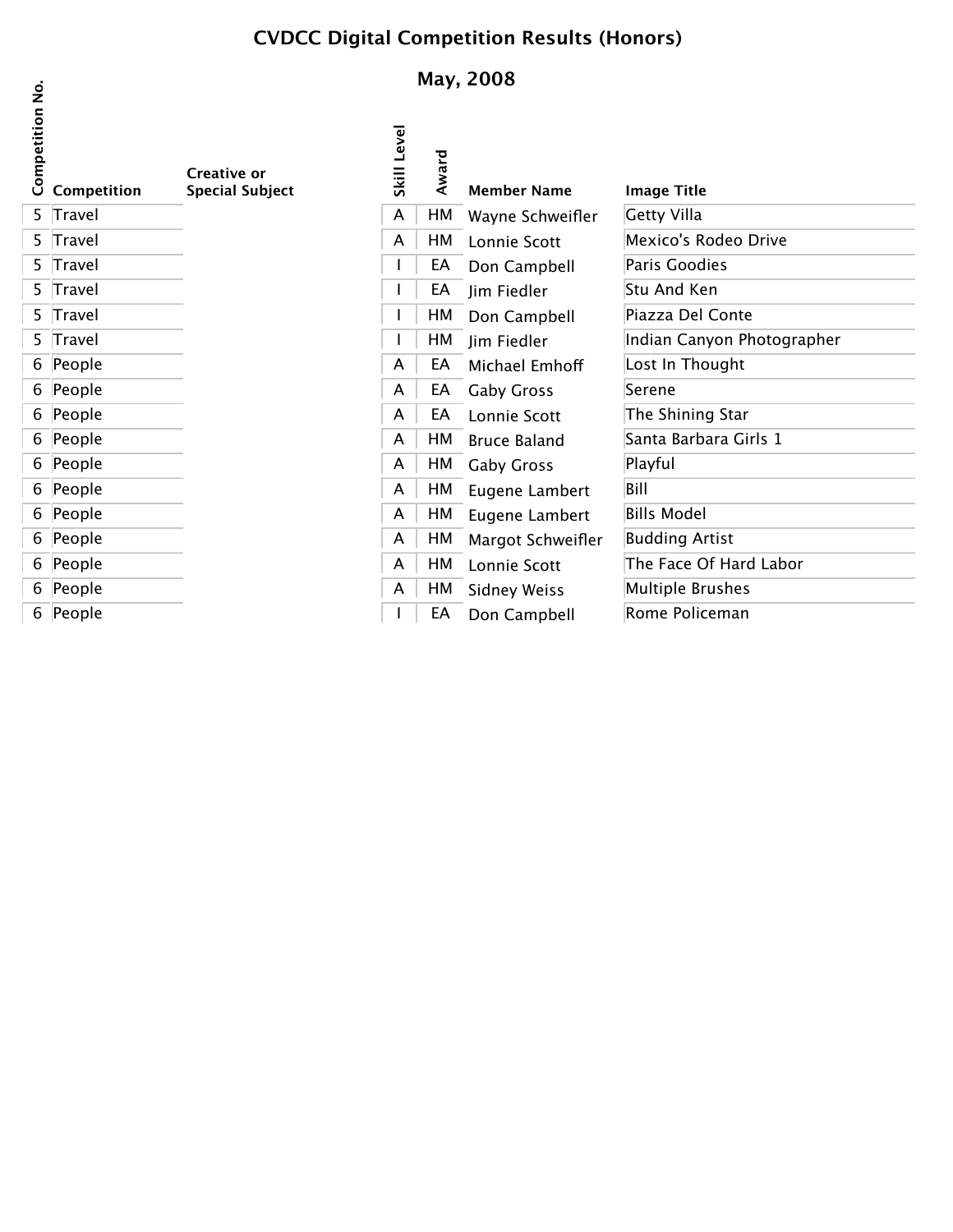# CVDCC Digital Competition Results (Honors)

## May, 2008

| Competition No. | Competition | Creative or Special Subject | Skill Level | Award | Member Name | Image Title |
|---|---|---|---|---|---|---|
| 5 | Travel | | A | HM | Wayne Schweifler | Getty Villa |
| 5 | Travel | | A | HM | Lonnie Scott | Mexico's Rodeo Drive |
| 5 | Travel | | I | EA | Don Campbell | Paris Goodies |
| 5 | Travel | | I | EA | Jim Fiedler | Stu And Ken |
| 5 | Travel | | I | HM | Don Campbell | Piazza Del Conte |
| 5 | Travel | | I | HM | Jim Fiedler | Indian Canyon Photographer |
| 6 | People | | A | EA | Michael Emhoff | Lost In Thought |
| 6 | People | | A | EA | Gaby Gross | Serene |
| 6 | People | | A | EA | Lonnie Scott | The Shining Star |
| 6 | People | | A | HM | Bruce Baland | Santa Barbara Girls 1 |
| 6 | People | | A | HM | Gaby Gross | Playful |
| 6 | People | | A | HM | Eugene Lambert | Bill |
| 6 | People | | A | HM | Eugene Lambert | Bills Model |
| 6 | People | | A | HM | Margot Schweifler | Budding Artist |
| 6 | People | | A | HM | Lonnie Scott | The Face Of Hard Labor |
| 6 | People | | A | HM | Sidney Weiss | Multiple Brushes |
| 6 | People | | I | EA | Don Campbell | Rome Policeman |